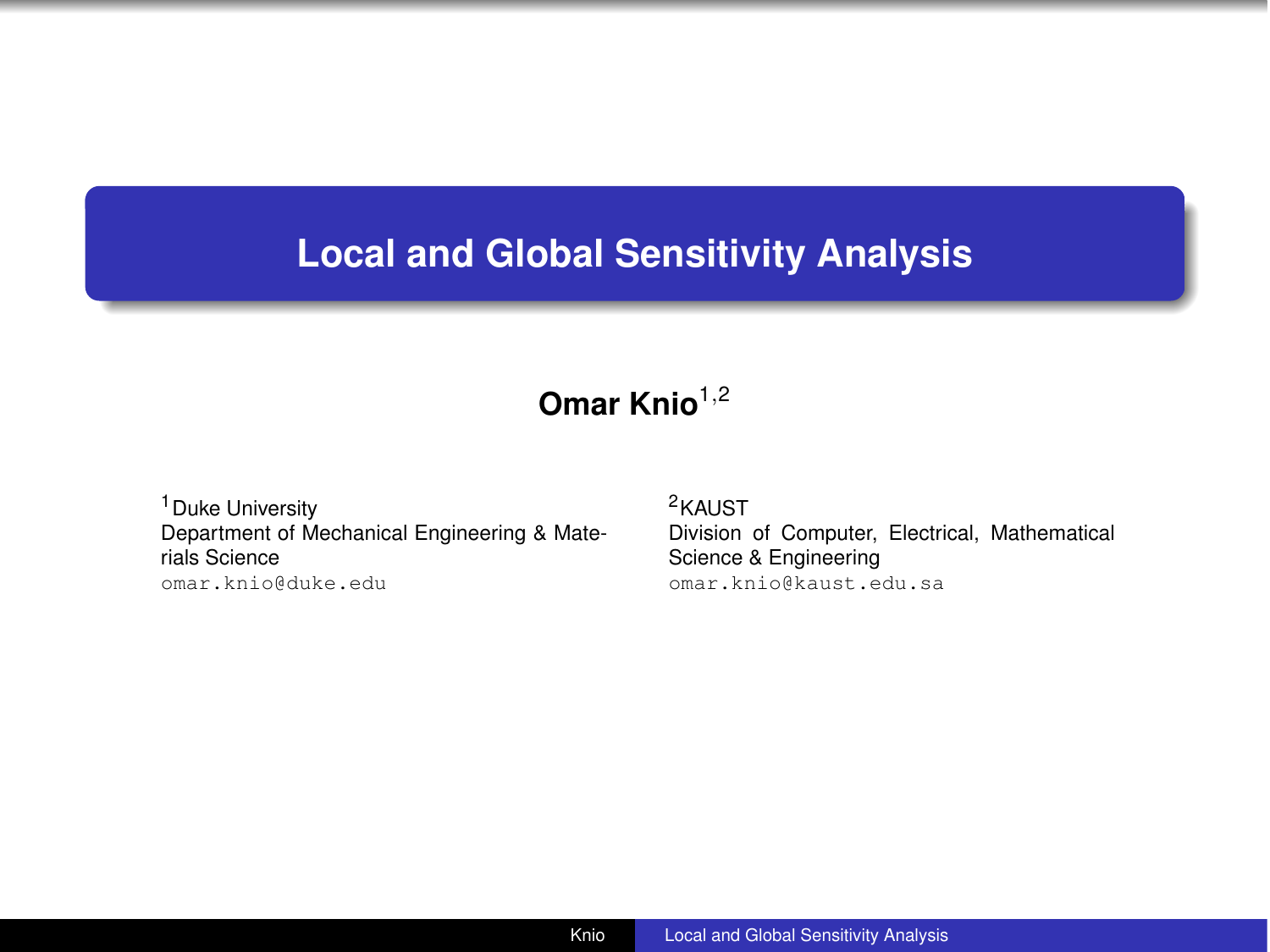# Local and Global Sensitivity Analysis

**Omar Knio**[1,2]

[1] Duke University
Department of Mechanical Engineering & Materials Science
omar.knio@duke.edu

[2] KAUST
Division of Computer, Electrical, Mathematical Science & Engineering
omar.knio@kaust.edu.sa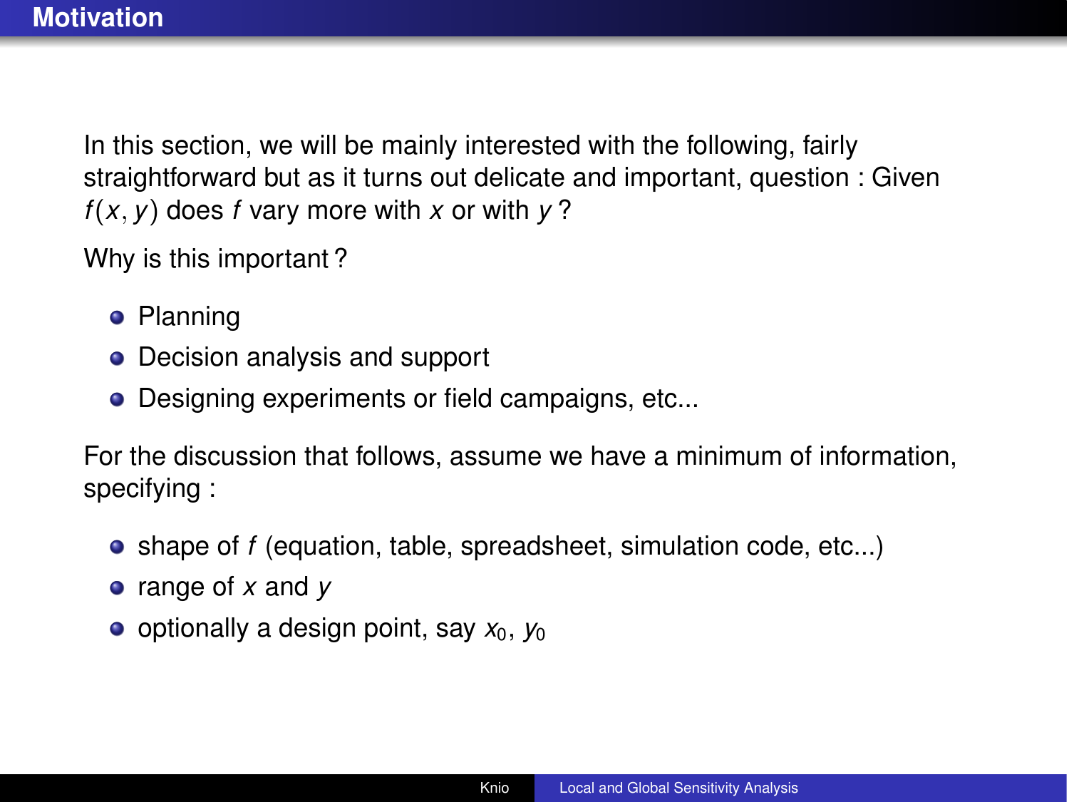## Motivation

In this section, we will be mainly interested with the following, fairly straightforward but as it turns out delicate and important, question : Given $f(x, y)$ does $f$ vary more with $x$ or with $y$ ?

Why is this important ?

- Planning
- Decision analysis and support
- Designing experiments or field campaigns, etc...

For the discussion that follows, assume we have a minimum of information, specifying :

- shape of $f$ (equation, table, spreadsheet, simulation code, etc...)
- range of $x$ and $y$
- optionally a design point, say $x_0$, $y_0$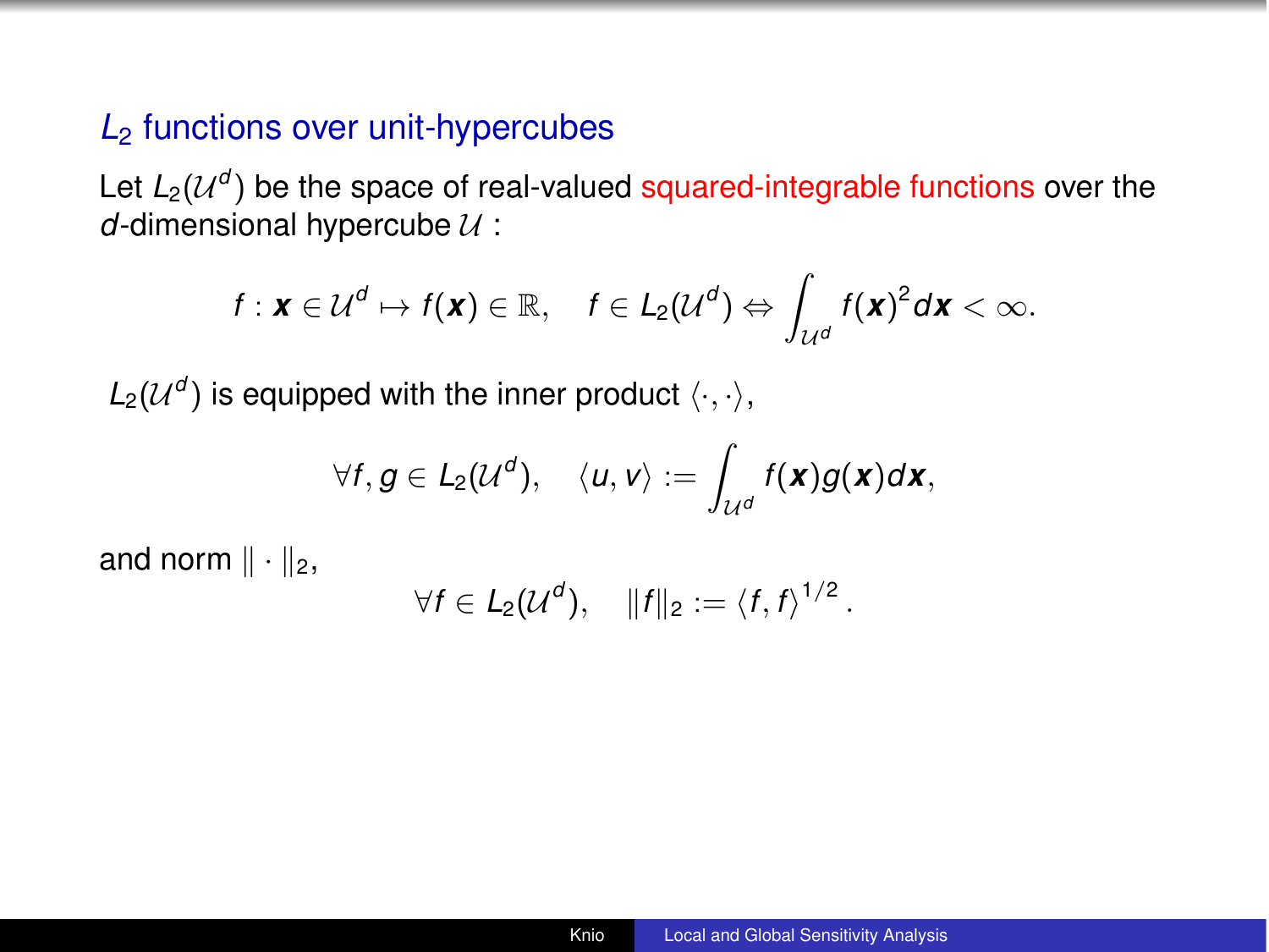## $L_2$ functions over unit-hypercubes

Let $L_2(\mathcal{U}^d)$ be the space of real-valued squared-integrable functions over the $d$-dimensional hypercube $\mathcal{U}$ :

$$f : \boldsymbol{x} \in \mathcal{U}^d \mapsto f(\boldsymbol{x}) \in \mathbb{R}, \quad f \in L_2(\mathcal{U}^d) \Leftrightarrow \int_{\mathcal{U}^d} f(\boldsymbol{x})^2 d\boldsymbol{x} < \infty.$$

$L_2(\mathcal{U}^d)$ is equipped with the inner product $\langle \cdot, \cdot \rangle$,

$$\forall f, g \in L_2(\mathcal{U}^d), \quad \langle u, v \rangle := \int_{\mathcal{U}^d} f(\boldsymbol{x}) g(\boldsymbol{x}) d\boldsymbol{x},$$

and norm $\| \cdot \|_2$,

$$\forall f \in L_2(\mathcal{U}^d), \quad \|f\|_2 := \langle f, f \rangle^{1/2}.$$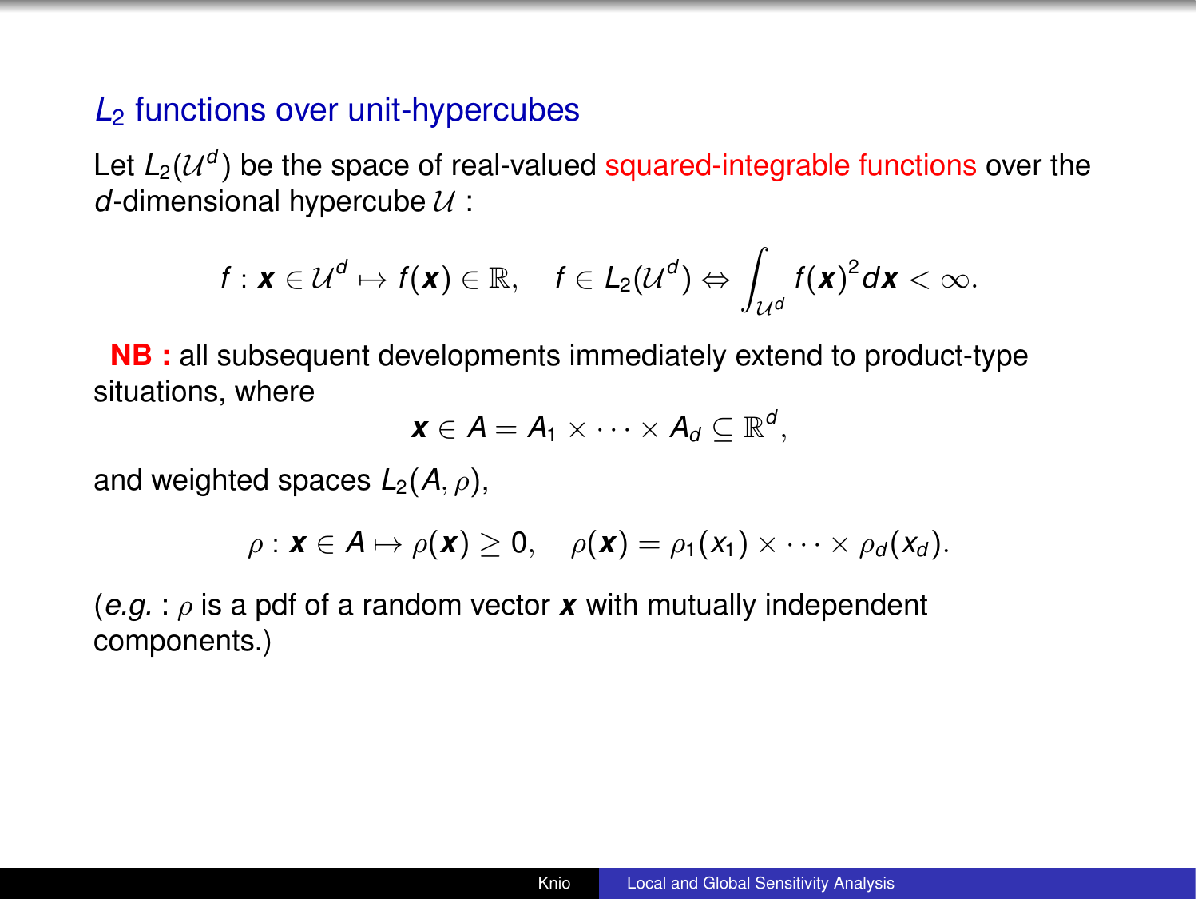## $L_2$ functions over unit-hypercubes

Let $L_2(\mathcal{U}^d)$ be the space of real-valued squared-integrable functions over the $d$-dimensional hypercube $\mathcal{U}$ :

$$f : \boldsymbol{x} \in \mathcal{U}^d \mapsto f(\boldsymbol{x}) \in \mathbb{R}, \quad f \in L_2(\mathcal{U}^d) \Leftrightarrow \int_{\mathcal{U}^d} f(\boldsymbol{x})^2 d\boldsymbol{x} < \infty.$$

**NB :** all subsequent developments immediately extend to product-type situations, where

$$\boldsymbol{x} \in A = A_1 \times \cdots \times A_d \subseteq \mathbb{R}^d,$$

and weighted spaces $L_2(A, \rho)$,

$$\rho : \boldsymbol{x} \in A \mapsto \rho(\boldsymbol{x}) \geq 0, \quad \rho(\boldsymbol{x}) = \rho_1(x_1) \times \cdots \times \rho_d(x_d).$$

(*e.g.* : $\rho$ is a pdf of a random vector $\boldsymbol{x}$ with mutually independent components.)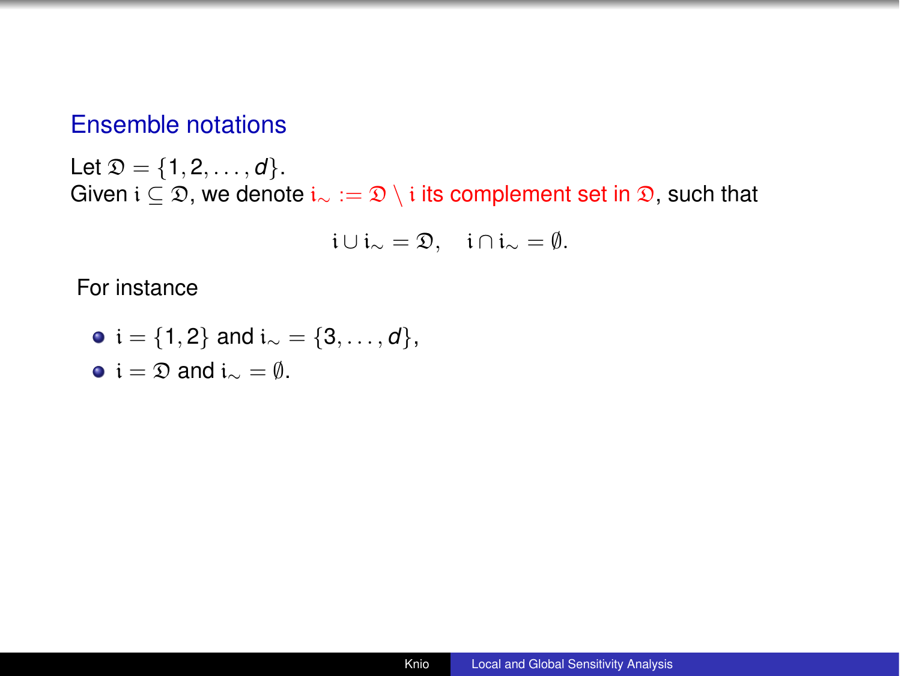## Ensemble notations

Let $\mathfrak{D} = \{1, 2, \ldots, d\}$.
Given $\mathfrak{i} \subseteq \mathfrak{D}$, we denote $\mathfrak{i}_\sim := \mathfrak{D} \setminus \mathfrak{i}$ its complement set in $\mathfrak{D}$, such that

$$\mathfrak{i} \cup \mathfrak{i}_\sim = \mathfrak{D}, \quad \mathfrak{i} \cap \mathfrak{i}_\sim = \emptyset.$$

For instance

- $\mathfrak{i} = \{1, 2\}$ and $\mathfrak{i}_\sim = \{3, \ldots, d\}$,
- $\mathfrak{i} = \mathfrak{D}$ and $\mathfrak{i}_\sim = \emptyset$.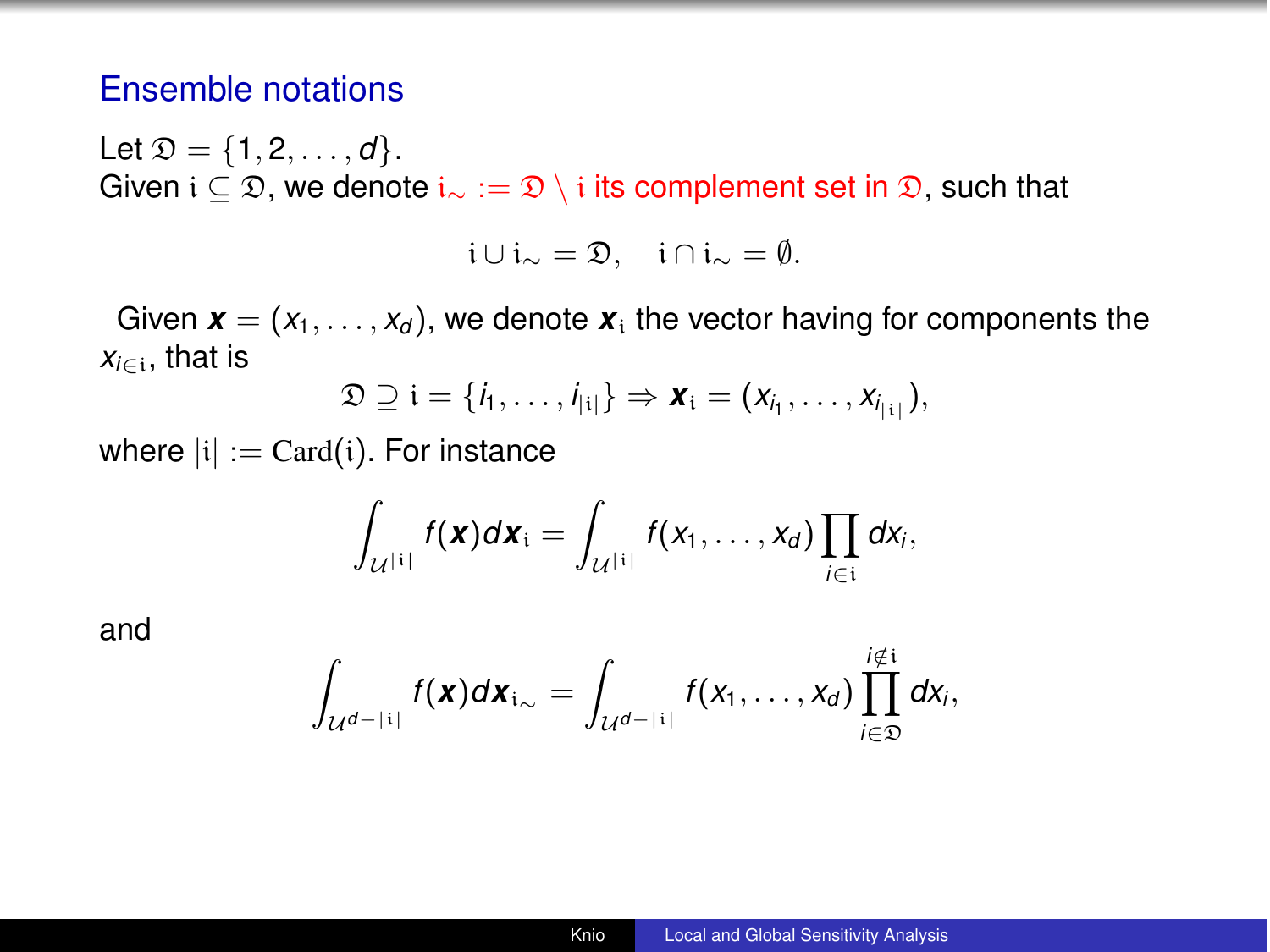## Ensemble notations

Let $\mathfrak{D} = \{1, 2, \dots, d\}$.
Given $\mathfrak{i} \subseteq \mathfrak{D}$, we denote $\mathfrak{i}_\sim := \mathfrak{D} \setminus \mathfrak{i}$ its complement set in $\mathfrak{D}$, such that

$$\mathfrak{i} \cup \mathfrak{i}_\sim = \mathfrak{D}, \quad \mathfrak{i} \cap \mathfrak{i}_\sim = \emptyset.$$

Given $\boldsymbol{x} = (x_1, \dots, x_d)$, we denote $\boldsymbol{x}_\mathfrak{i}$ the vector having for components the $x_{i \in \mathfrak{i}}$, that is

$$\mathfrak{D} \supseteq \mathfrak{i} = \{i_1, \dots, i_{|\mathfrak{i}|}\} \Rightarrow \boldsymbol{x}_\mathfrak{i} = (x_{i_1}, \dots, x_{i_{|\mathfrak{i}|}}),$$

where $|\mathfrak{i}| := \mathrm{Card}(\mathfrak{i})$. For instance

$$\int_{\mathcal{U}^{|\mathfrak{i}|}} f(\boldsymbol{x}) d\boldsymbol{x}_\mathfrak{i} = \int_{\mathcal{U}^{|\mathfrak{i}|}} f(x_1, \dots, x_d) \prod_{i \in \mathfrak{i}} dx_i,$$

and

$$\int_{\mathcal{U}^{d-|\mathfrak{i}|}} f(\boldsymbol{x}) d\boldsymbol{x}_{\mathfrak{i}_\sim} = \int_{\mathcal{U}^{d-|\mathfrak{i}|}} f(x_1, \dots, x_d) \prod_{i \in \mathfrak{D}}^{i \notin \mathfrak{i}} dx_i,$$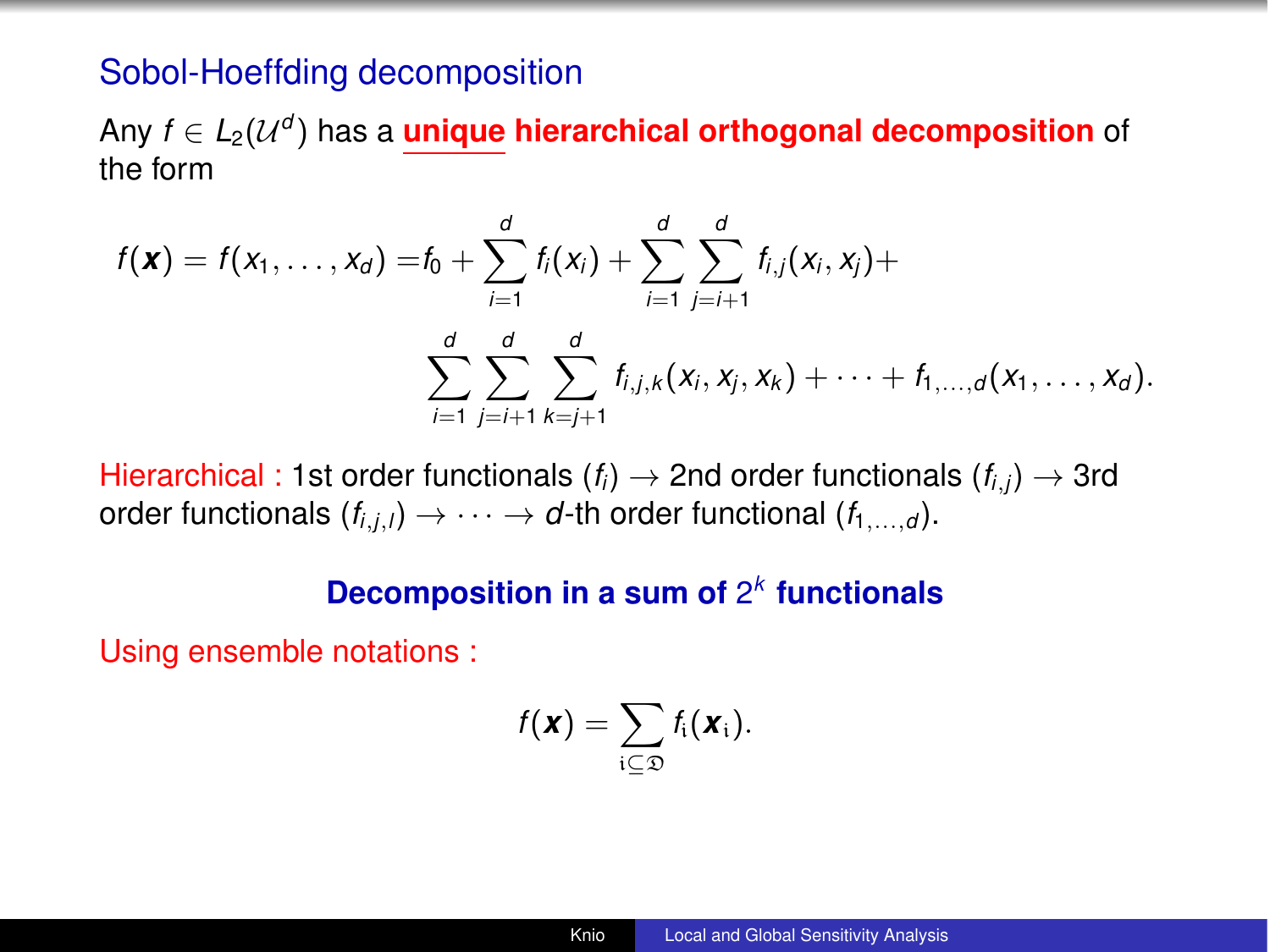## Sobol-Hoeffding decomposition

Any $f \in L_2(\mathcal{U}^d)$ has a **unique hierarchical orthogonal decomposition** of the form

$$
\begin{aligned}
f(\boldsymbol{x}) = f(x_1, \ldots, x_d) = & f_0 + \sum_{i=1}^{d} f_i(x_i) + \sum_{i=1}^{d} \sum_{j=i+1}^{d} f_{i,j}(x_i, x_j) + \\
& \sum_{i=1}^{d} \sum_{j=i+1}^{d} \sum_{k=j+1}^{d} f_{i,j,k}(x_i, x_j, x_k) + \cdots + f_{1,\ldots,d}(x_1, \ldots, x_d).
\end{aligned}
$$

Hierarchical : 1st order functionals ($f_i$) $\rightarrow$ 2nd order functionals ($f_{i,j}$) $\rightarrow$ 3rd order functionals ($f_{i,j,l}$) $\rightarrow \cdots \rightarrow$ $d$-th order functional ($f_{1,\ldots,d}$).

**Decomposition in a sum of $2^k$ functionals**

Using ensemble notations :

$$
f(\boldsymbol{x}) = \sum_{\mathfrak{i} \subseteq \mathfrak{D}} f_{\mathfrak{i}}(\boldsymbol{x}_{\mathfrak{i}}).
$$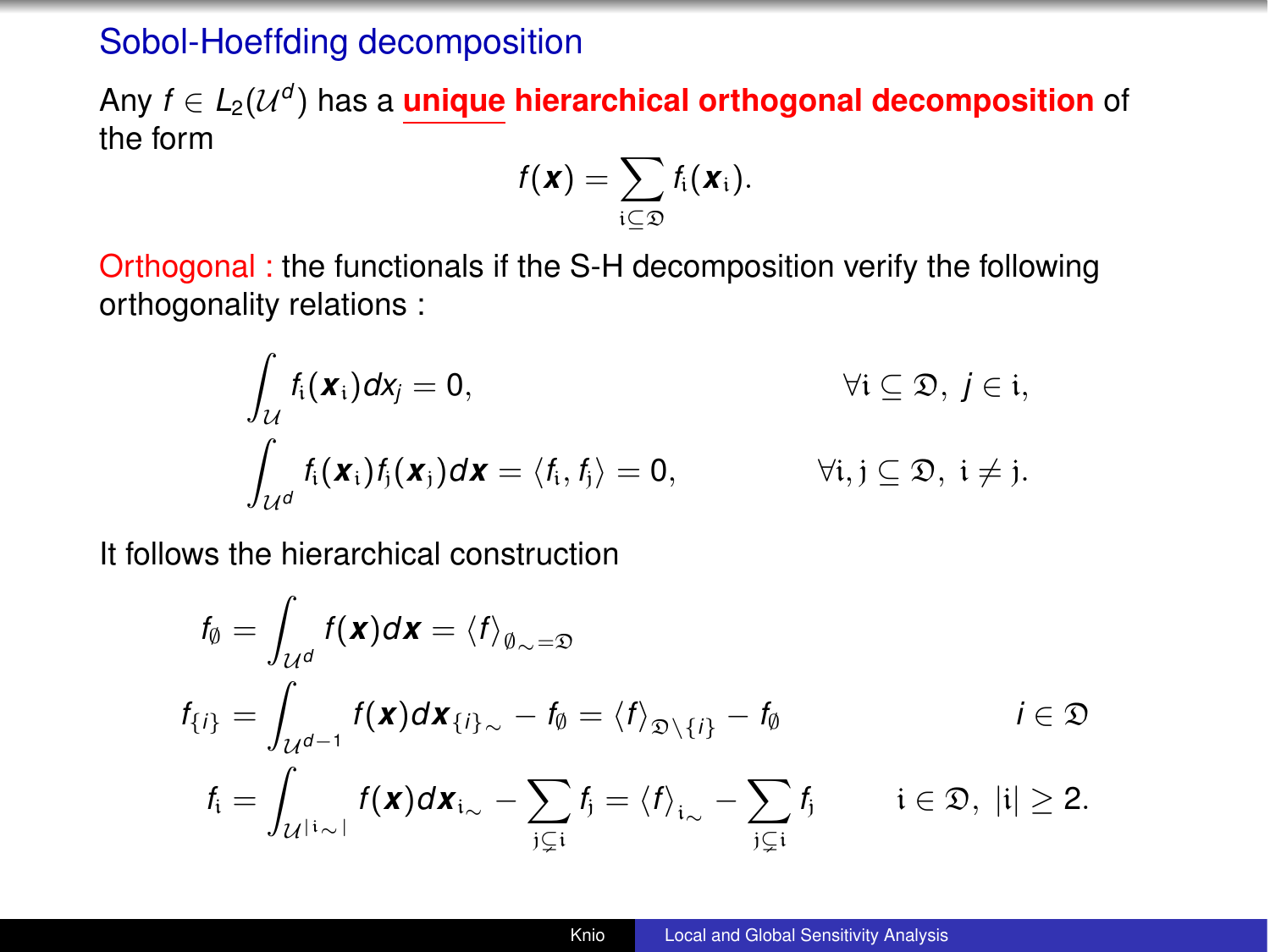## Sobol-Hoeffding decomposition

Any $f \in L_2(\mathcal{U}^d)$ has a **unique hierarchical orthogonal decomposition** of the form

$$f(\boldsymbol{x}) = \sum_{\mathfrak{i} \subseteq \mathfrak{D}} f_{\mathfrak{i}}(\boldsymbol{x}_{\mathfrak{i}}).$$

Orthogonal : the functionals if the S-H decomposition verify the following orthogonality relations :

$$\int_{\mathcal{U}} f_{\mathfrak{i}}(\boldsymbol{x}_{\mathfrak{i}}) dx_j = 0, \qquad \forall \mathfrak{i} \subseteq \mathfrak{D},\ j \in \mathfrak{i},$$

$$\int_{\mathcal{U}^d} f_{\mathfrak{i}}(\boldsymbol{x}_{\mathfrak{i}}) f_{\mathfrak{j}}(\boldsymbol{x}_{\mathfrak{j}}) d\boldsymbol{x} = \langle f_{\mathfrak{i}}, f_{\mathfrak{j}} \rangle = 0, \qquad \forall \mathfrak{i}, \mathfrak{j} \subseteq \mathfrak{D},\ \mathfrak{i} \neq \mathfrak{j}.$$

It follows the hierarchical construction

$$f_{\emptyset} = \int_{\mathcal{U}^d} f(\boldsymbol{x}) d\boldsymbol{x} = \langle f \rangle_{\emptyset_{\sim} = \mathfrak{D}}$$

$$f_{\{i\}} = \int_{\mathcal{U}^{d-1}} f(\boldsymbol{x}) d\boldsymbol{x}_{\{i\}_{\sim}} - f_{\emptyset} = \langle f \rangle_{\mathfrak{D} \setminus \{i\}} - f_{\emptyset} \qquad i \in \mathfrak{D}$$

$$f_{\mathfrak{i}} = \int_{\mathcal{U}^{|\mathfrak{i}_{\sim}|}} f(\boldsymbol{x}) d\boldsymbol{x}_{\mathfrak{i}_{\sim}} - \sum_{\mathfrak{j} \subsetneq \mathfrak{i}} f_{\mathfrak{j}} = \langle f \rangle_{\mathfrak{i}_{\sim}} - \sum_{\mathfrak{j} \subsetneq \mathfrak{i}} f_{\mathfrak{j}} \qquad \mathfrak{i} \in \mathfrak{D},\ |\mathfrak{i}| \geq 2.$$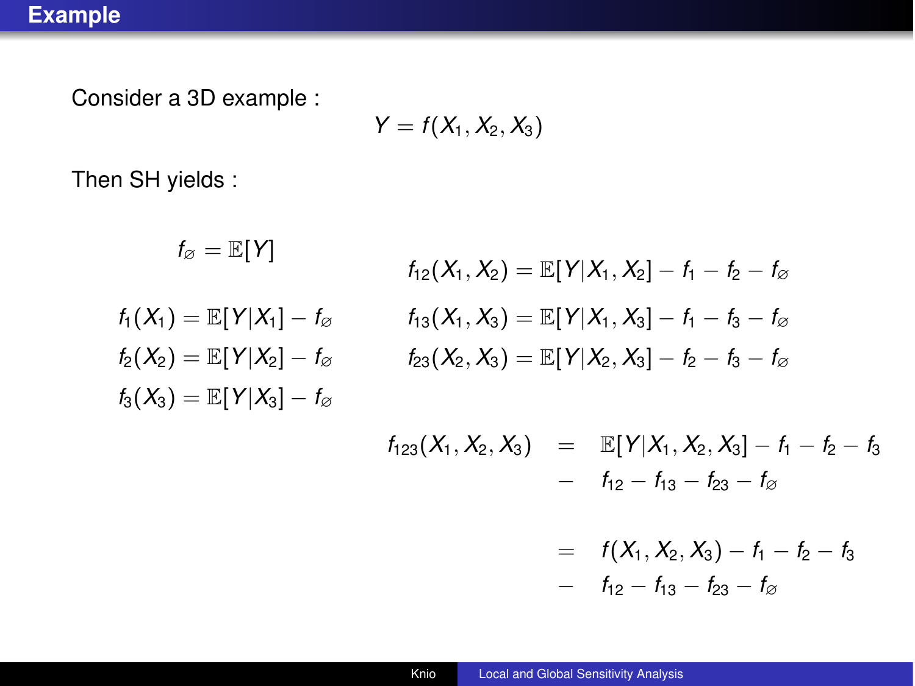## Example

Consider a 3D example :

$$Y = f(X_1, X_2, X_3)$$

Then SH yields :

$$f_\varnothing = \mathbb{E}[Y]$$

$$f_1(X_1) = \mathbb{E}[Y|X_1] - f_\varnothing$$

$$f_2(X_2) = \mathbb{E}[Y|X_2] - f_\varnothing$$

$$f_3(X_3) = \mathbb{E}[Y|X_3] - f_\varnothing$$

$$f_{12}(X_1, X_2) = \mathbb{E}[Y|X_1, X_2] - f_1 - f_2 - f_\varnothing$$

$$f_{13}(X_1, X_3) = \mathbb{E}[Y|X_1, X_3] - f_1 - f_3 - f_\varnothing$$

$$f_{23}(X_2, X_3) = \mathbb{E}[Y|X_2, X_3] - f_2 - f_3 - f_\varnothing$$

$$\begin{aligned} f_{123}(X_1, X_2, X_3) &= \mathbb{E}[Y|X_1, X_2, X_3] - f_1 - f_2 - f_3 \\ &- f_{12} - f_{13} - f_{23} - f_\varnothing \\ &= f(X_1, X_2, X_3) - f_1 - f_2 - f_3 \\ &- f_{12} - f_{13} - f_{23} - f_\varnothing \end{aligned}$$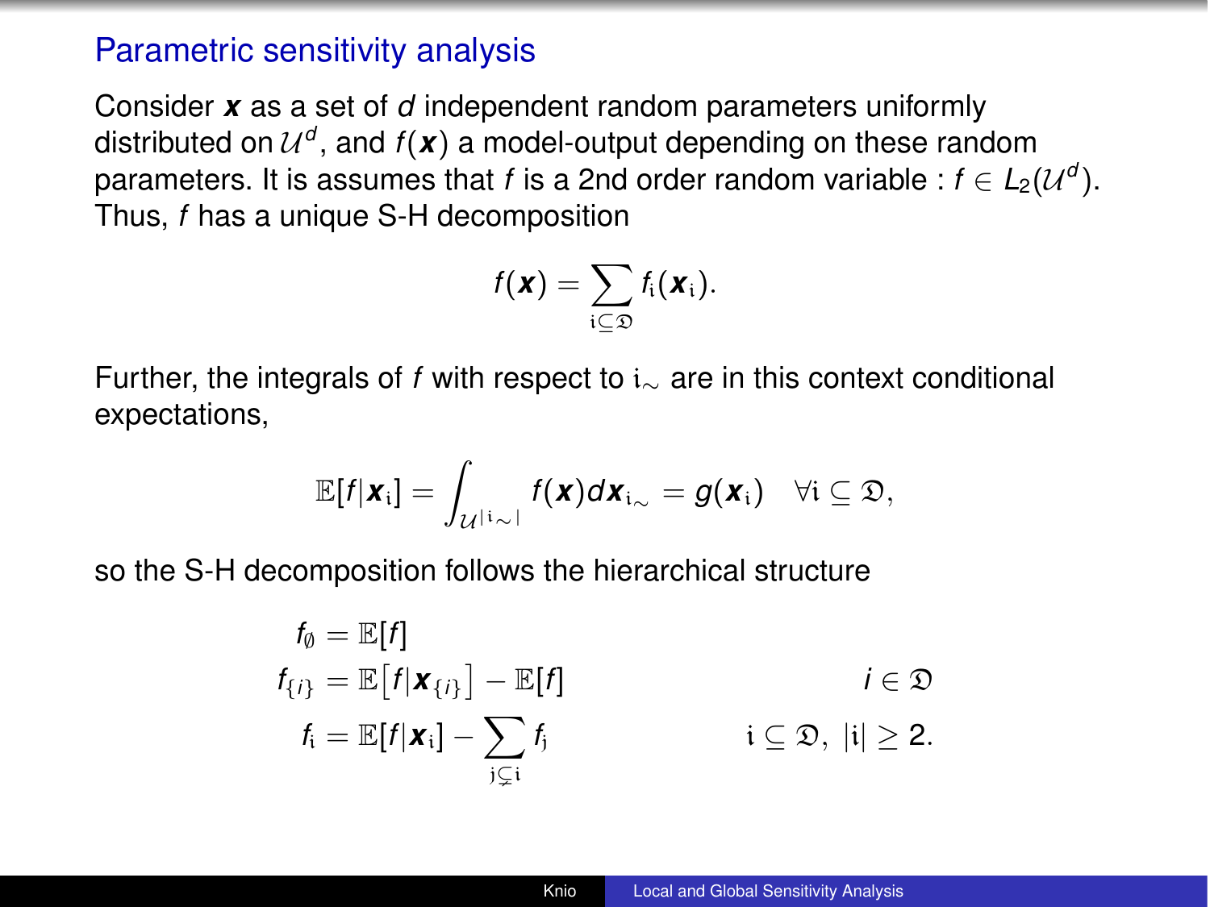## Parametric sensitivity analysis

Consider $\boldsymbol{x}$ as a set of $d$ independent random parameters uniformly distributed on $\mathcal{U}^d$, and $f(\boldsymbol{x})$ a model-output depending on these random parameters. It is assumes that $f$ is a 2nd order random variable : $f \in L_2(\mathcal{U}^d)$. Thus, $f$ has a unique S-H decomposition

$$f(\boldsymbol{x}) = \sum_{\mathfrak{i} \subseteq \mathfrak{D}} f_{\mathfrak{i}}(\boldsymbol{x}_{\mathfrak{i}}).$$

Further, the integrals of $f$ with respect to $\mathfrak{i}_\sim$ are in this context conditional expectations,

$$\mathbb{E}[f|\boldsymbol{x}_{\mathfrak{i}}] = \int_{\mathcal{U}^{|\mathfrak{i}_\sim|}} f(\boldsymbol{x}) d\boldsymbol{x}_{\mathfrak{i}_\sim} = g(\boldsymbol{x}_{\mathfrak{i}}) \quad \forall \mathfrak{i} \subseteq \mathfrak{D},$$

so the S-H decomposition follows the hierarchical structure

$$\begin{aligned}
f_\emptyset &= \mathbb{E}[f] \\
f_{\{i\}} &= \mathbb{E}\left[f|\boldsymbol{x}_{\{i\}}\right] - \mathbb{E}[f] & i \in \mathfrak{D} \\
f_{\mathfrak{i}} &= \mathbb{E}[f|\boldsymbol{x}_{\mathfrak{i}}] - \sum_{\mathfrak{j} \subsetneq \mathfrak{i}} f_{\mathfrak{j}} & \mathfrak{i} \subseteq \mathfrak{D},\ |\mathfrak{i}| \geq 2.
\end{aligned}$$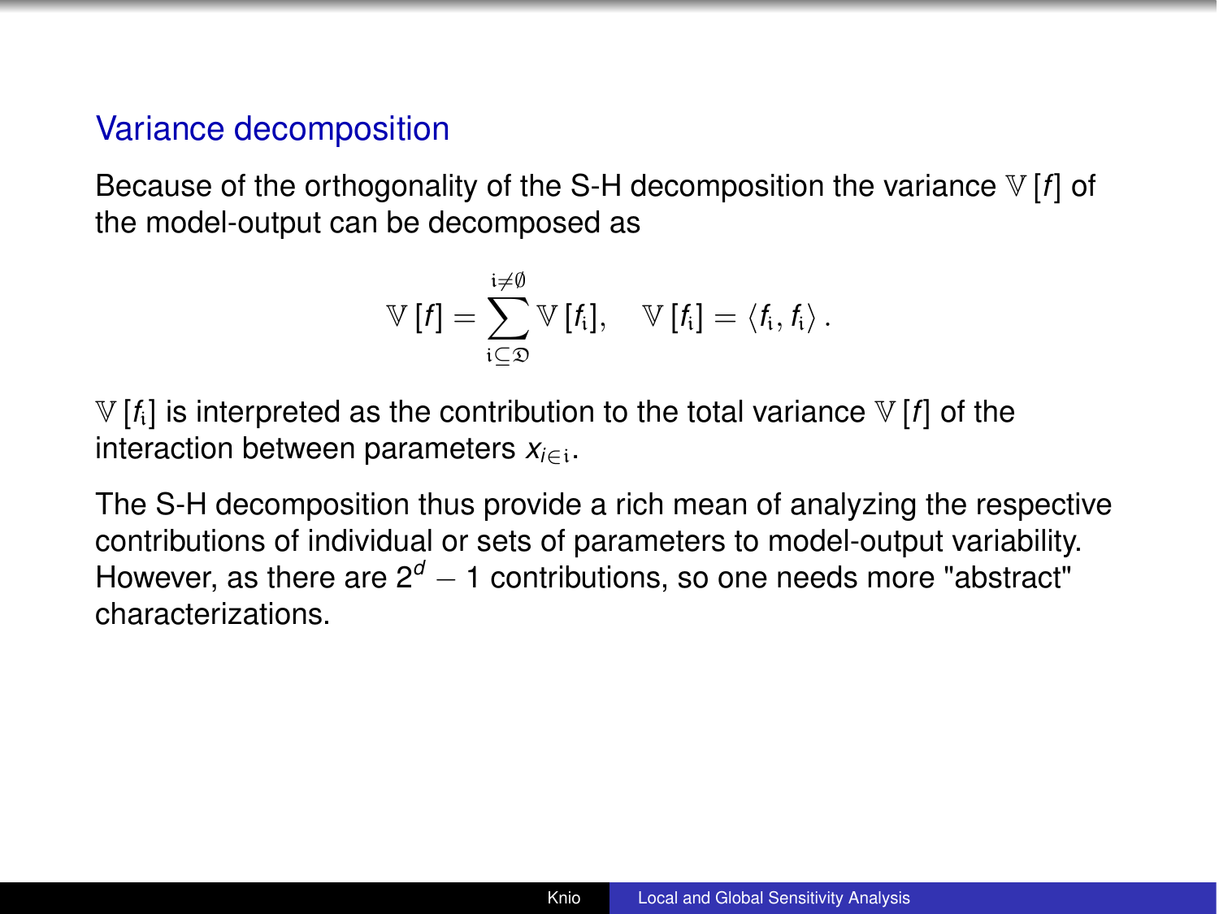## Variance decomposition

Because of the orthogonality of the S-H decomposition the variance $\mathbb{V}[f]$ of the model-output can be decomposed as

$$\mathbb{V}[f] = \sum_{\mathfrak{i} \subseteq \mathfrak{D}}^{\mathfrak{i} \neq \emptyset} \mathbb{V}[f_{\mathfrak{i}}], \quad \mathbb{V}[f_{\mathfrak{i}}] = \langle f_{\mathfrak{i}}, f_{\mathfrak{i}} \rangle .$$

$\mathbb{V}[f_{\mathfrak{i}}]$ is interpreted as the contribution to the total variance $\mathbb{V}[f]$ of the interaction between parameters $x_{i \in \mathfrak{i}}$.

The S-H decomposition thus provide a rich mean of analyzing the respective contributions of individual or sets of parameters to model-output variability. However, as there are $2^d - 1$ contributions, so one needs more "abstract" characterizations.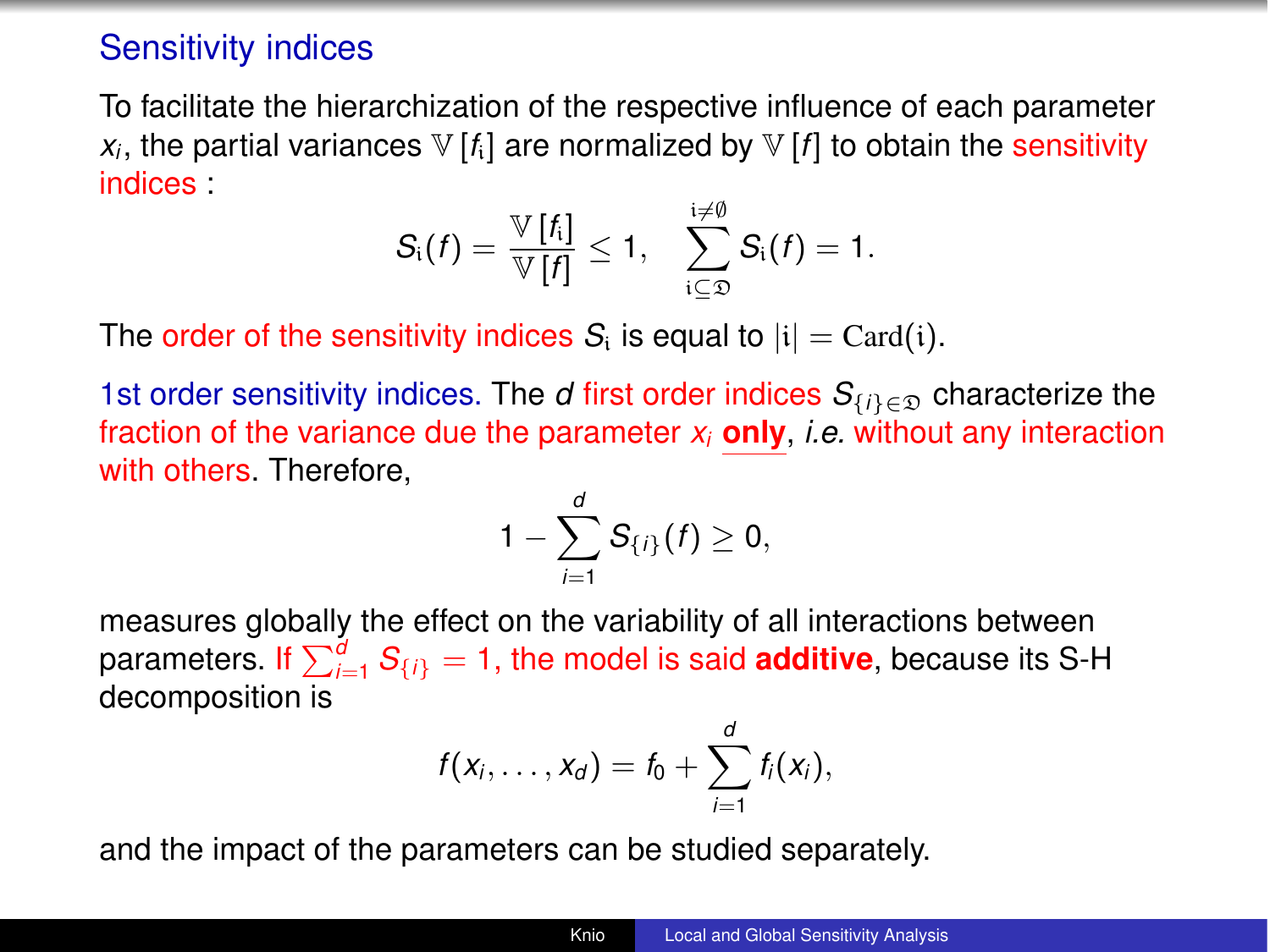## Sensitivity indices

To facilitate the hierarchization of the respective influence of each parameter $x_i$, the partial variances $\mathbb{V}[f_{\mathfrak{i}}]$ are normalized by $\mathbb{V}[f]$ to obtain the sensitivity indices :

$$S_{\mathfrak{i}}(f) = \frac{\mathbb{V}[f_{\mathfrak{i}}]}{\mathbb{V}[f]} \leq 1, \quad \sum_{\mathfrak{i} \subseteq \mathfrak{D}}^{\mathfrak{i} \neq \emptyset} S_{\mathfrak{i}}(f) = 1.$$

The order of the sensitivity indices $S_{\mathfrak{i}}$ is equal to $|\mathfrak{i}| = \mathrm{Card}(\mathfrak{i})$.

1st order sensitivity indices. The $d$ first order indices $S_{\{i\} \in \mathfrak{D}}$ characterize the fraction of the variance due the parameter $x_i$ **only**, *i.e.* without any interaction with others. Therefore,

$$1 - \sum_{i=1}^{d} S_{\{i\}}(f) \geq 0,$$

measures globally the effect on the variability of all interactions between parameters. If $\sum_{i=1}^{d} S_{\{i\}} = 1$, the model is said **additive**, because its S-H decomposition is

$$f(x_i, \ldots, x_d) = f_0 + \sum_{i=1}^{d} f_i(x_i),$$

and the impact of the parameters can be studied separately.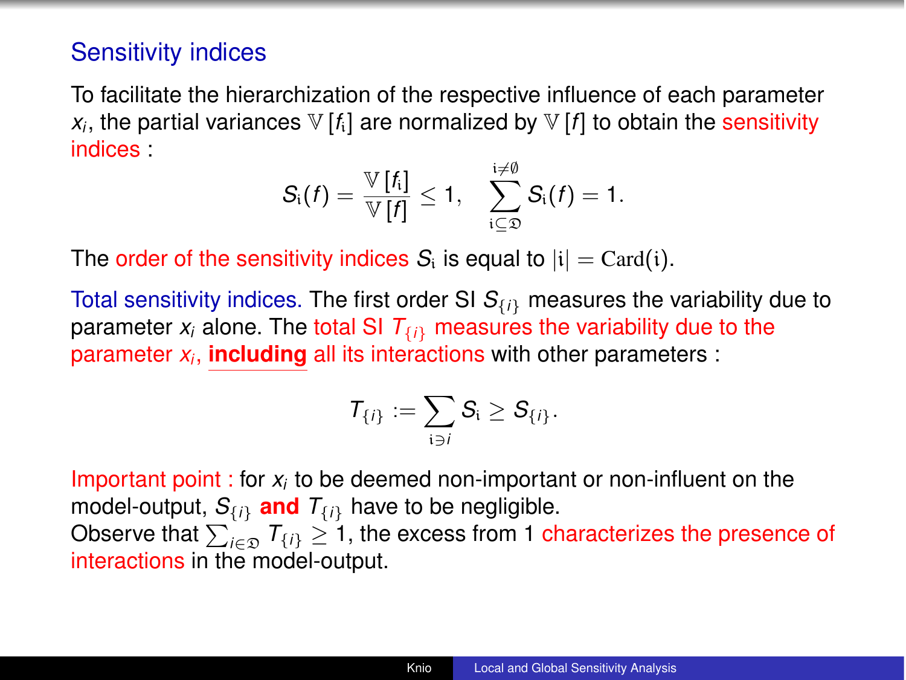## Sensitivity indices

To facilitate the hierarchization of the respective influence of each parameter $x_i$, the partial variances $\mathbb{V}[f_{\mathfrak{i}}]$ are normalized by $\mathbb{V}[f]$ to obtain the sensitivity indices :

$$S_{\mathfrak{i}}(f) = \frac{\mathbb{V}[f_{\mathfrak{i}}]}{\mathbb{V}[f]} \leq 1, \quad \sum_{\mathfrak{i} \subseteq \mathfrak{D}}^{\mathfrak{i} \neq \emptyset} S_{\mathfrak{i}}(f) = 1.$$

The order of the sensitivity indices $S_{\mathfrak{i}}$ is equal to $|\mathfrak{i}| = \mathrm{Card}(\mathfrak{i})$.

Total sensitivity indices. The first order SI $S_{\{i\}}$ measures the variability due to parameter $x_i$ alone. The total SI $T_{\{i\}}$ measures the variability due to the parameter $x_i$, **including** all its interactions with other parameters :

$$T_{\{i\}} := \sum_{\mathfrak{i} \ni i} S_{\mathfrak{i}} \geq S_{\{i\}}.$$

Important point : for $x_i$ to be deemed non-important or non-influent on the model-output, $S_{\{i\}}$ **and** $T_{\{i\}}$ have to be negligible.
Observe that $\sum_{i \in \mathfrak{D}} T_{\{i\}} \geq 1$, the excess from 1 characterizes the presence of interactions in the model-output.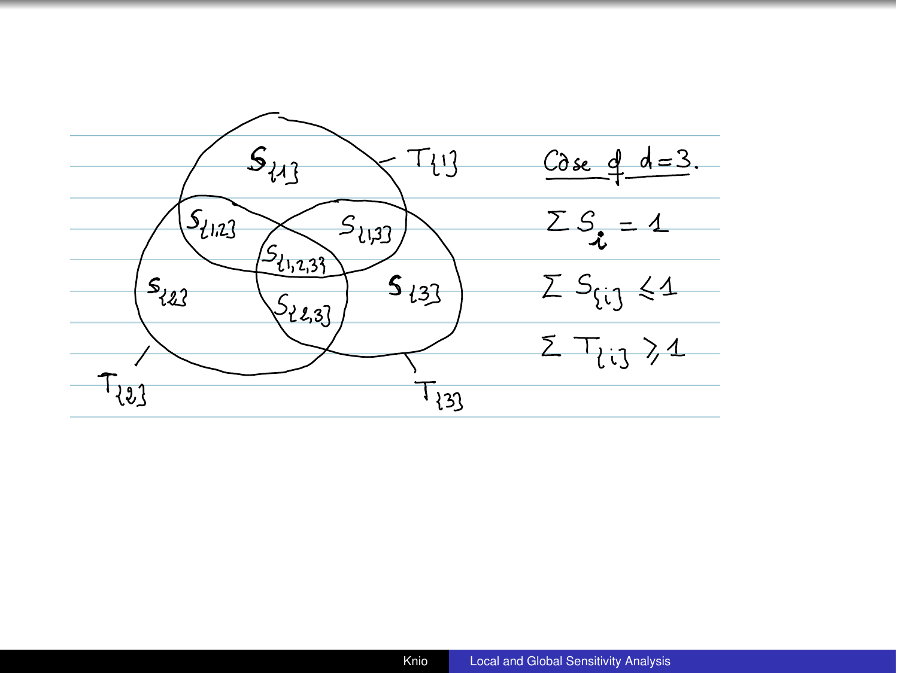$S_{\{1\}}$ — $T_{\{1\}}$

$S_{\{1,2\}}$ $S_{\{1,3\}}$

$S_{\{1,2,3\}}$

$S_{\{2\}}$ $S_{\{3\}}$

$S_{\{2,3\}}$

$T_{\{2\}}$ $T_{\{3\}}$

<u>Case of $d=3$.</u>

$$\sum S_i = 1$$

$$\sum S_{\{i\}} \leq 1$$

$$\sum T_{\{i\}} \geq 1$$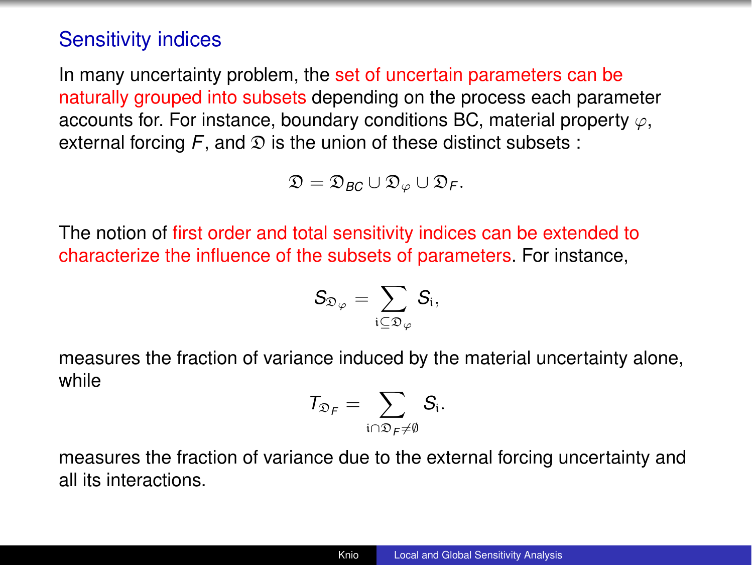## Sensitivity indices

In many uncertainty problem, the set of uncertain parameters can be naturally grouped into subsets depending on the process each parameter accounts for. For instance, boundary conditions BC, material property $\varphi$, external forcing $F$, and $\mathfrak{D}$ is the union of these distinct subsets :

$$\mathfrak{D} = \mathfrak{D}_{BC} \cup \mathfrak{D}_{\varphi} \cup \mathfrak{D}_{F}.$$

The notion of first order and total sensitivity indices can be extended to characterize the influence of the subsets of parameters. For instance,

$$S_{\mathfrak{D}_{\varphi}} = \sum_{\mathfrak{i} \subseteq \mathfrak{D}_{\varphi}} S_{\mathfrak{i}},$$

measures the fraction of variance induced by the material uncertainty alone, while

$$T_{\mathfrak{D}_{F}} = \sum_{\mathfrak{i} \cap \mathfrak{D}_{F} \neq \emptyset} S_{\mathfrak{i}}.$$

measures the fraction of variance due to the external forcing uncertainty and all its interactions.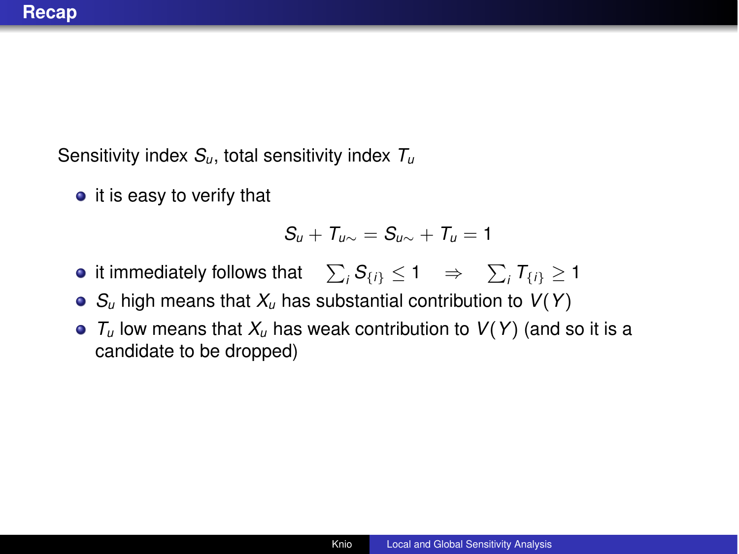# Recap

Sensitivity index $S_u$, total sensitivity index $T_u$

- it is easy to verify that

$$S_u + T_{u\sim} = S_{u\sim} + T_u = 1$$

- it immediately follows that $\sum_i S_{\{i\}} \leq 1 \quad \Rightarrow \quad \sum_i T_{\{i\}} \geq 1$
- $S_u$ high means that $X_u$ has substantial contribution to $V(Y)$
- $T_u$ low means that $X_u$ has weak contribution to $V(Y)$ (and so it is a candidate to be dropped)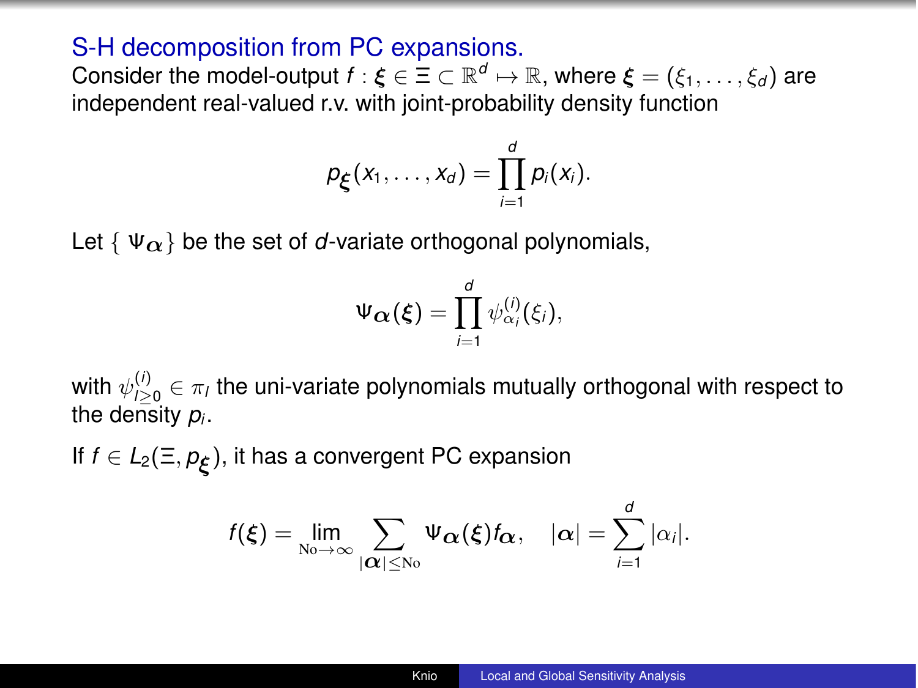## S-H decomposition from PC expansions.

Consider the model-output $f : \boldsymbol{\xi} \in \Xi \subset \mathbb{R}^d \mapsto \mathbb{R}$, where $\boldsymbol{\xi} = (\xi_1, \ldots, \xi_d)$ are independent real-valued r.v. with joint-probability density function

$$p_{\boldsymbol{\xi}}(x_1, \ldots, x_d) = \prod_{i=1}^{d} p_i(x_i).$$

Let $\{ \Psi_{\boldsymbol{\alpha}} \}$ be the set of $d$-variate orthogonal polynomials,

$$\Psi_{\boldsymbol{\alpha}}(\boldsymbol{\xi}) = \prod_{i=1}^{d} \psi^{(i)}_{\alpha_i}(\xi_i),$$

with $\psi^{(i)}_{l \geq 0} \in \pi_l$ the uni-variate polynomials mutually orthogonal with respect to the density $p_i$.

If $f \in L_2(\Xi, p_{\boldsymbol{\xi}})$, it has a convergent PC expansion

$$f(\boldsymbol{\xi}) = \lim_{\mathrm{No} \to \infty} \sum_{|\boldsymbol{\alpha}| \leq \mathrm{No}} \Psi_{\boldsymbol{\alpha}}(\boldsymbol{\xi}) f_{\boldsymbol{\alpha}}, \quad |\boldsymbol{\alpha}| = \sum_{i=1}^{d} |\alpha_i|.$$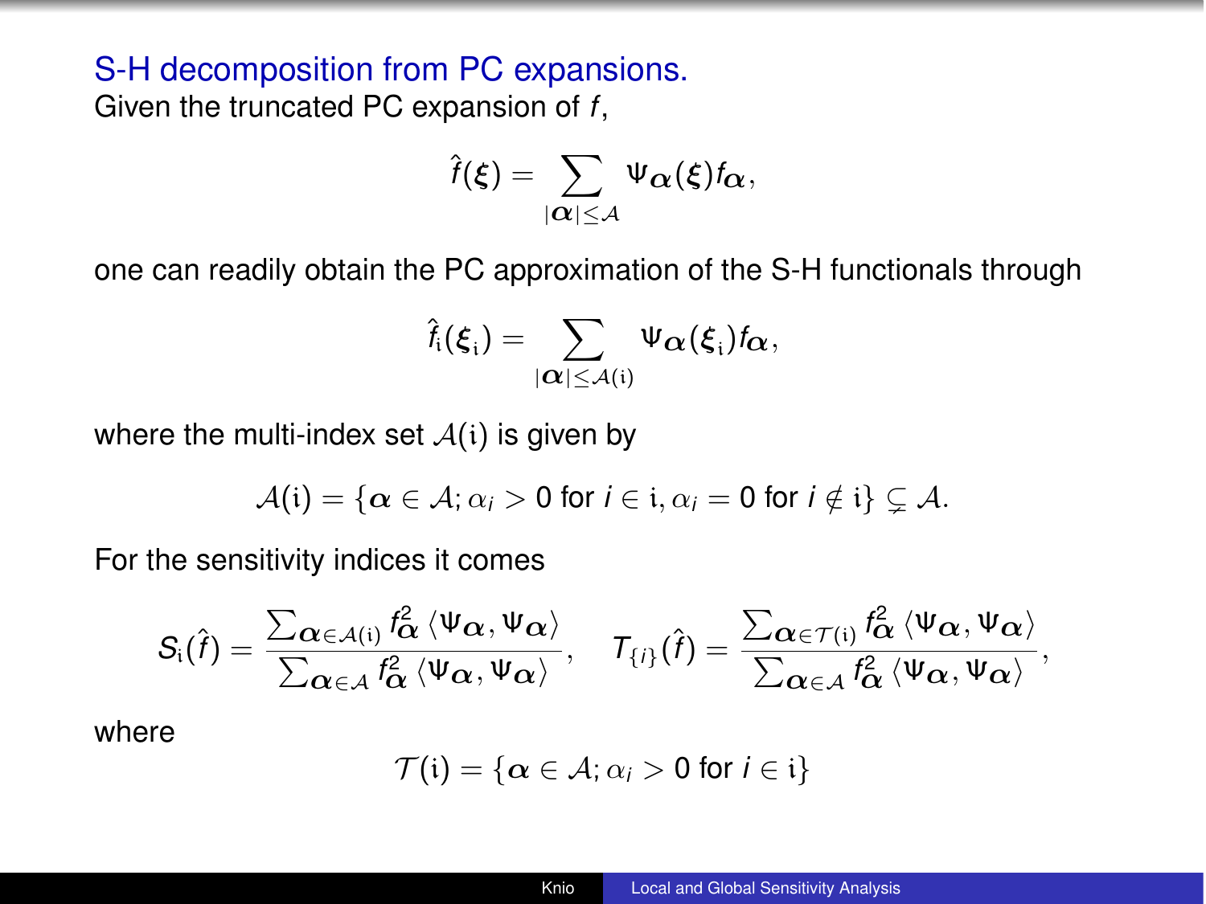## S-H decomposition from PC expansions.

Given the truncated PC expansion of $f$,

$$\hat{f}(\boldsymbol{\xi}) = \sum_{|\boldsymbol{\alpha}| \leq \mathcal{A}} \Psi_{\boldsymbol{\alpha}}(\boldsymbol{\xi}) f_{\boldsymbol{\alpha}},$$

one can readily obtain the PC approximation of the S-H functionals through

$$\hat{f}_{\mathfrak{i}}(\boldsymbol{\xi}_{\mathfrak{i}}) = \sum_{|\boldsymbol{\alpha}| \leq \mathcal{A}(\mathfrak{i})} \Psi_{\boldsymbol{\alpha}}(\boldsymbol{\xi}_{\mathfrak{i}}) f_{\boldsymbol{\alpha}},$$

where the multi-index set $\mathcal{A}(\mathfrak{i})$ is given by

$$\mathcal{A}(\mathfrak{i}) = \{\boldsymbol{\alpha} \in \mathcal{A}; \alpha_i > 0 \text{ for } i \in \mathfrak{i}, \alpha_i = 0 \text{ for } i \notin \mathfrak{i}\} \subsetneq \mathcal{A}.$$

For the sensitivity indices it comes

$$S_{\mathfrak{i}}(\hat{f}) = \frac{\sum_{\boldsymbol{\alpha} \in \mathcal{A}(\mathfrak{i})} f_{\boldsymbol{\alpha}}^2 \langle \Psi_{\boldsymbol{\alpha}}, \Psi_{\boldsymbol{\alpha}} \rangle}{\sum_{\boldsymbol{\alpha} \in \mathcal{A}} f_{\boldsymbol{\alpha}}^2 \langle \Psi_{\boldsymbol{\alpha}}, \Psi_{\boldsymbol{\alpha}} \rangle}, \quad T_{\{i\}}(\hat{f}) = \frac{\sum_{\boldsymbol{\alpha} \in \mathcal{T}(\mathfrak{i})} f_{\boldsymbol{\alpha}}^2 \langle \Psi_{\boldsymbol{\alpha}}, \Psi_{\boldsymbol{\alpha}} \rangle}{\sum_{\boldsymbol{\alpha} \in \mathcal{A}} f_{\boldsymbol{\alpha}}^2 \langle \Psi_{\boldsymbol{\alpha}}, \Psi_{\boldsymbol{\alpha}} \rangle},$$

where

$$\mathcal{T}(\mathfrak{i}) = \{\boldsymbol{\alpha} \in \mathcal{A}; \alpha_i > 0 \text{ for } i \in \mathfrak{i}\}$$